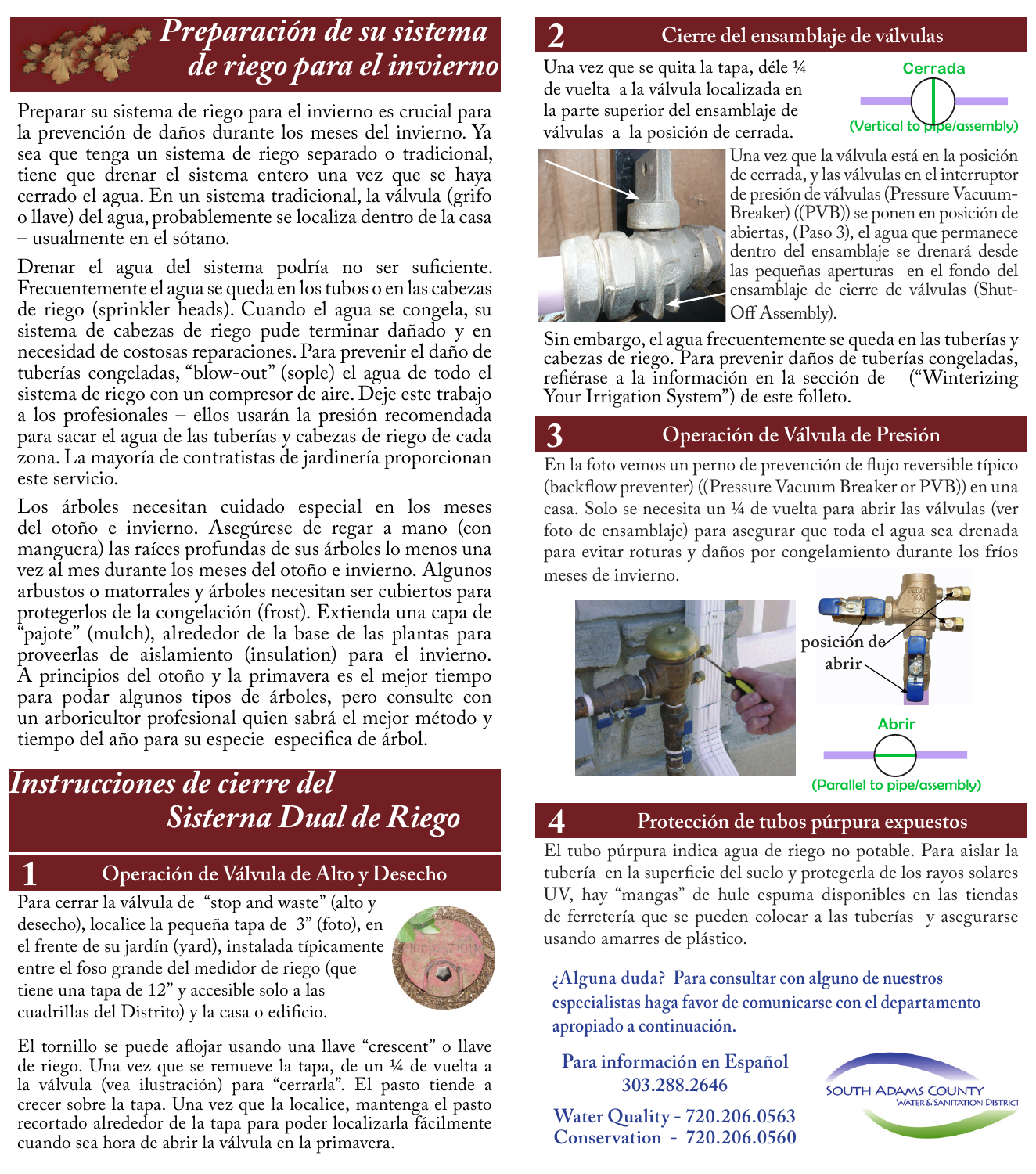# Preparación de su sistema de riego para el invierno

Preparar su sistema de riego para el invierno es crucial para la prevención de daños durante los meses del invierno. Ya sea que tenga un sistema de riego separado o tradicional, tiene que drenar el sistema entero una vez que se haya cerrado el agua. En un sistema tradicional, la válvula (grifo o llave) del agua, probablemente se localiza dentro de la casa – usualmente en el sótano.

Drenar el agua del sistema podría no ser suficiente. Frecuentemente el agua se queda en los tubos o en las cabezas de riego (sprinkler heads). Cuando el agua se congela, su sistema de cabezas de riego pude terminar dañado y en necesidad de costosas reparaciones. Para prevenir el daño de tuberías congeladas, “blow-out” (sople) el agua de todo el sistema de riego con un compresor de aire. Deje este trabajo a los profesionales – ellos usarán la presión recomendada para sacar el agua de las tuberías y cabezas de riego de cada zona. La mayoría de contratistas de jardinería proporcionan este servicio.

Los árboles necesitan cuidado especial en los meses del otoño e invierno. Asegúrese de regar a mano (con manguera) las raíces profundas de sus árboles lo menos una vez al mes durante los meses del otoño e invierno. Algunos arbustos o matorrales y árboles necesitan ser cubiertos para protegerlos de la congelación (frost). Extienda una capa de “pajote” (mulch), alrededor de la base de las plantas para proveerlas de aislamiento (insulation) para el invierno. A principios del otoño y la primavera es el mejor tiempo para podar algunos tipos de árboles, pero consulte con un arboricultor profesional quien sabrá el mejor método y tiempo del año para su especie especifica de árbol.

# Instrucciones de cierre del Sisterna Dual de Riego

## 1 Operación de Válvula de Alto y Desecho

Para cerrar la válvula de “stop and waste” (alto y desecho), localice la pequeña tapa de 3” (foto), en el frente de su jardín (yard), instalada típicamente entre el foso grande del medidor de riego (que tiene una tapa de 12” y accesible solo a las cuadrillas del Distrito) y la casa o edificio.

El tornillo se puede aflojar usando una llave “crescent” o llave de riego. Una vez que se remueve la tapa, de un ¼ de vuelta a la válvula (vea ilustración) para “cerrarla”. El pasto tiende a crecer sobre la tapa. Una vez que la localice, mantenga el pasto recortado alrededor de la tapa para poder localizarla fácilmente cuando sea hora de abrir la válvula en la primavera.

## 2 Cierre del ensamblaje de válvulas

Una vez que se quita la tapa, déle ¼ de vuelta a la válvula localizada en la parte superior del ensamblaje de válvulas a la posición de cerrada.

Cerrada
(Vertical to pipe/assembly)

Una vez que la válvula está en la posición de cerrada, y las válvulas en el interruptor de presión de válvulas (Pressure Vacuum-Breaker) ((PVB)) se ponen en posición de abiertas, (Paso 3), el agua que permanece dentro del ensamblaje se drenará desde las pequeñas aperturas en el fondo del ensamblaje de cierre de válvulas (Shut-Off Assembly).

Sin embargo, el agua frecuentemente se queda en las tuberías y cabezas de riego. Para prevenir daños de tuberías congeladas, refiérase a la información en la sección de (“Winterizing Your Irrigation System”) de este folleto.

## 3 Operación de Válvula de Presión

En la foto vemos un perno de prevención de flujo reversible típico (backflow preventer) ((Pressure Vacuum Breaker or PVB)) en una casa. Solo se necesita un ¼ de vuelta para abrir las válvulas (ver foto de ensamblaje) para asegurar que toda el agua sea drenada para evitar roturas y daños por congelamiento durante los fríos meses de invierno.

posición de abrir

Abrir
(Parallel to pipe/assembly)

## 4 Protección de tubos púrpura expuestos

El tubo púrpura indica agua de riego no potable. Para aislar la tubería en la superficie del suelo y protegerla de los rayos solares UV, hay “mangas” de hule espuma disponibles en las tiendas de ferretería que se pueden colocar a las tuberías y asegurarse usando amarres de plástico.

**¿Alguna duda? Para consultar con alguno de nuestros especialistas haga favor de comunicarse con el departamento apropiado a continuación.**

**Para información en Español**
**303.288.2646**

**Water Quality - 720.206.0563**
**Conservation - 720.206.0560**

SOUTH ADAMS COUNTY WATER & SANITATION DISTRICT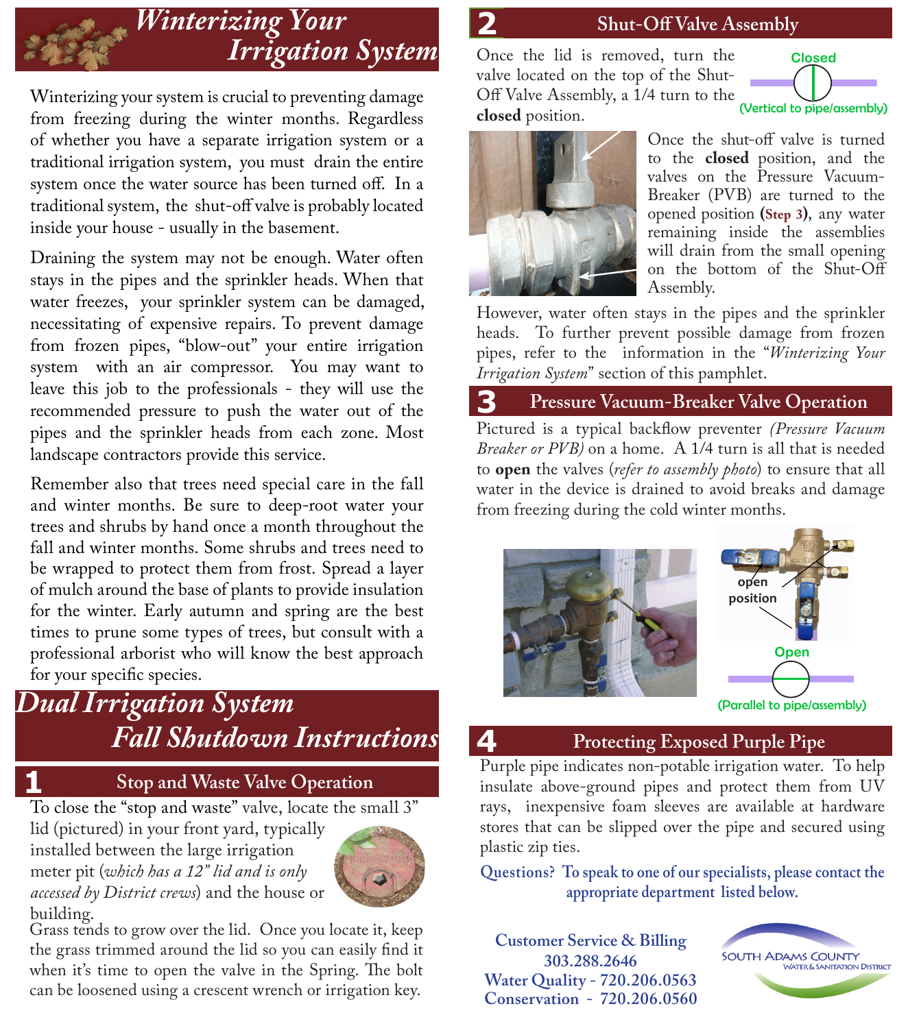# Winterizing Your Irrigation System

Winterizing your system is crucial to preventing damage from freezing during the winter months. Regardless of whether you have a separate irrigation system or a traditional irrigation system, you must drain the entire system once the water source has been turned off. In a traditional system, the shut-off valve is probably located inside your house - usually in the basement.

Draining the system may not be enough. Water often stays in the pipes and the sprinkler heads. When that water freezes, your sprinkler system can be damaged, necessitating of expensive repairs. To prevent damage from frozen pipes, "blow-out" your entire irrigation system with an air compressor. You may want to leave this job to the professionals - they will use the recommended pressure to push the water out of the pipes and the sprinkler heads from each zone. Most landscape contractors provide this service.

Remember also that trees need special care in the fall and winter months. Be sure to deep-root water your trees and shrubs by hand once a month throughout the fall and winter months. Some shrubs and trees need to be wrapped to protect them from frost. Spread a layer of mulch around the base of plants to provide insulation for the winter. Early autumn and spring are the best times to prune some types of trees, but consult with a professional arborist who will know the best approach for your specific species.

# Dual Irrigation System Fall Shutdown Instructions

## 1 Stop and Waste Valve Operation

To close the "stop and waste" valve, locate the small 3" lid (pictured) in your front yard, typically installed between the large irrigation meter pit (*which has a 12" lid and is only accessed by District crews*) and the house or building.

Grass tends to grow over the lid. Once you locate it, keep the grass trimmed around the lid so you can easily find it when it's time to open the valve in the Spring. The bolt can be loosened using a crescent wrench or irrigation key.

## 2 Shut-Off Valve Assembly

Once the lid is removed, turn the valve located on the top of the Shut-Off Valve Assembly, a 1/4 turn to the **closed** position.

Closed
(Vertical to pipe/assembly)

Once the shut-off valve is turned to the **closed** position, and the valves on the Pressure Vacuum-Breaker (PVB) are turned to the opened position **(Step 3)**, any water remaining inside the assemblies will drain from the small opening on the bottom of the Shut-Off Assembly.

However, water often stays in the pipes and the sprinkler heads. To further prevent possible damage from frozen pipes, refer to the information in the "*Winterizing Your Irrigation System*" section of this pamphlet.

## 3 Pressure Vacuum-Breaker Valve Operation

Pictured is a typical backflow preventer *(Pressure Vacuum Breaker or PVB)* on a home. A 1/4 turn is all that is needed to **open** the valves (*refer to assembly photo*) to ensure that all water in the device is drained to avoid breaks and damage from freezing during the cold winter months.

open position

Open
(Parallel to pipe/assembly)

## 4 Protecting Exposed Purple Pipe

Purple pipe indicates non-potable irrigation water. To help insulate above-ground pipes and protect them from UV rays, inexpensive foam sleeves are available at hardware stores that can be slipped over the pipe and secured using plastic zip ties.

**Questions? To speak to one of our specialists, please contact the appropriate department listed below.**

**Customer Service & Billing 303.288.2646**
**Water Quality - 720.206.0563**
**Conservation - 720.206.0560**

South Adams County Water & Sanitation District